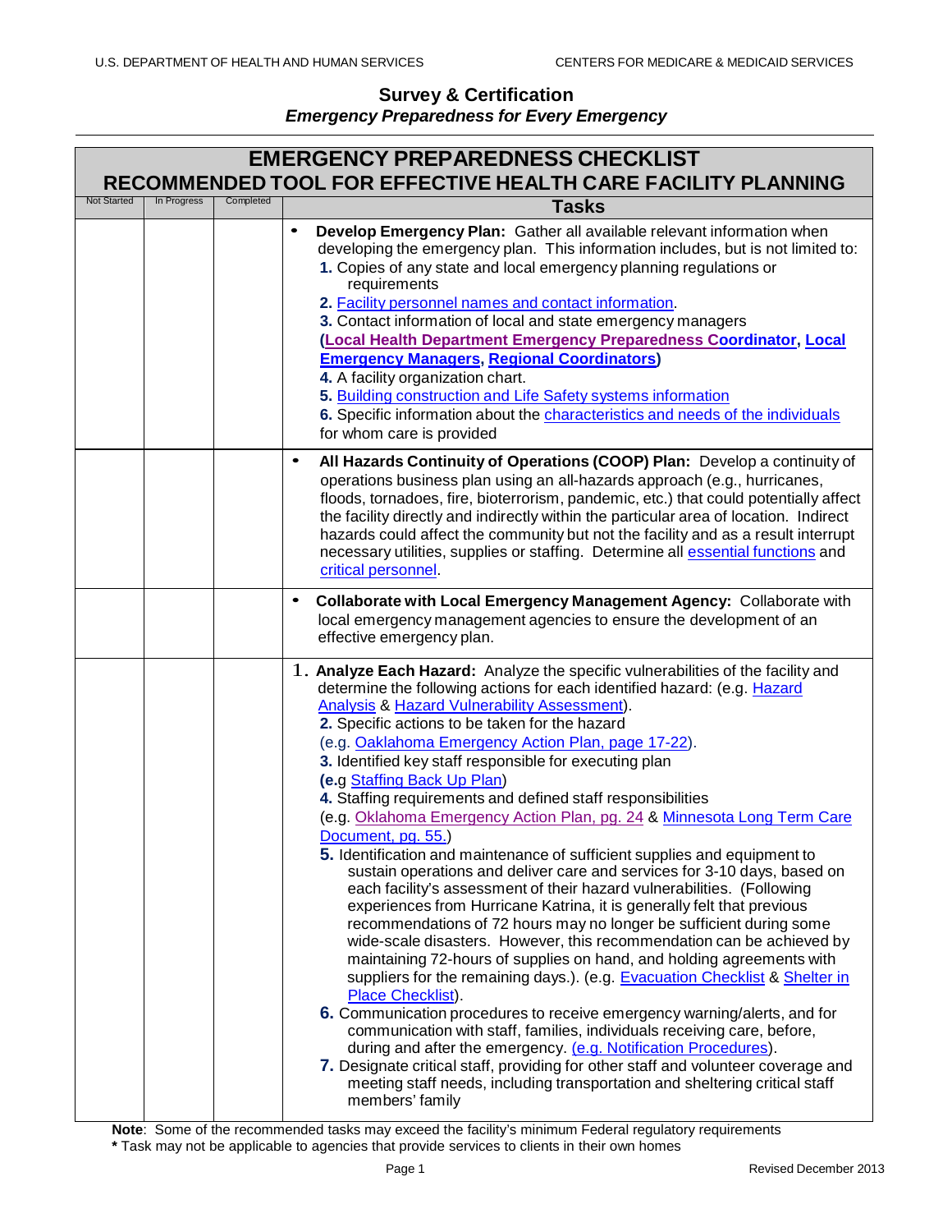U.S. DEPARTMENT OF HEALTH AND HUMAN SERVICES CENTERS FOR MEDICARE & MEDICAID SERVICES

## Survey & Certification
### *Emergency Preparedness for Every Emergency*

| EMERGENCY PREPAREDNESS CHECKLIST RECOMMENDED TOOL FOR EFFECTIVE HEALTH CARE FACILITY PLANNING | | | |
|---|---|---|---|
| Not Started | In Progress | Completed | **Tasks** |
| | | | • **Develop Emergency Plan:** Gather all available relevant information when developing the emergency plan. This information includes, but is not limited to:<br>**1.** Copies of any state and local emergency planning regulations or requirements<br>**2.** Facility personnel names and contact information.<br>**3.** Contact information of local and state emergency managers **(Local Health Department Emergency Preparedness Coordinator, Local Emergency Managers, Regional Coordinators)**<br>**4.** A facility organization chart.<br>**5.** Building construction and Life Safety systems information<br>**6.** Specific information about the characteristics and needs of the individuals for whom care is provided |
| | | | • **All Hazards Continuity of Operations (COOP) Plan:** Develop a continuity of operations business plan using an all-hazards approach (e.g., hurricanes, floods, tornadoes, fire, bioterrorism, pandemic, etc.) that could potentially affect the facility directly and indirectly within the particular area of location. Indirect hazards could affect the community but not the facility and as a result interrupt necessary utilities, supplies or staffing. Determine all essential functions and critical personnel. |
| | | | • **Collaborate with Local Emergency Management Agency:** Collaborate with local emergency management agencies to ensure the development of an effective emergency plan. |
| | | | 1. **Analyze Each Hazard:** Analyze the specific vulnerabilities of the facility and determine the following actions for each identified hazard: (e.g. Hazard Analysis & Hazard Vulnerability Assessment).<br>**2.** Specific actions to be taken for the hazard (e.g. Oaklahoma Emergency Action Plan, page 17-22).<br>**3.** Identified key staff responsible for executing plan **(e.**g Staffing Back Up Plan)<br>**4.** Staffing requirements and defined staff responsibilities (e.g. Oklahoma Emergency Action Plan, pg. 24 & Minnesota Long Term Care Document, pg. 55.)<br>**5.** Identification and maintenance of sufficient supplies and equipment to sustain operations and deliver care and services for 3-10 days, based on each facility's assessment of their hazard vulnerabilities. (Following experiences from Hurricane Katrina, it is generally felt that previous recommendations of 72 hours may no longer be sufficient during some wide-scale disasters. However, this recommendation can be achieved by maintaining 72-hours of supplies on hand, and holding agreements with suppliers for the remaining days.). (e.g. Evacuation Checklist & Shelter in Place Checklist).<br>**6.** Communication procedures to receive emergency warning/alerts, and for communication with staff, families, individuals receiving care, before, during and after the emergency. (e.g. Notification Procedures).<br>**7.** Designate critical staff, providing for other staff and volunteer coverage and meeting staff needs, including transportation and sheltering critical staff members' family |

**Note**: Some of the recommended tasks may exceed the facility's minimum Federal regulatory requirements

**\*** Task may not be applicable to agencies that provide services to clients in their own homes

Revised December 2013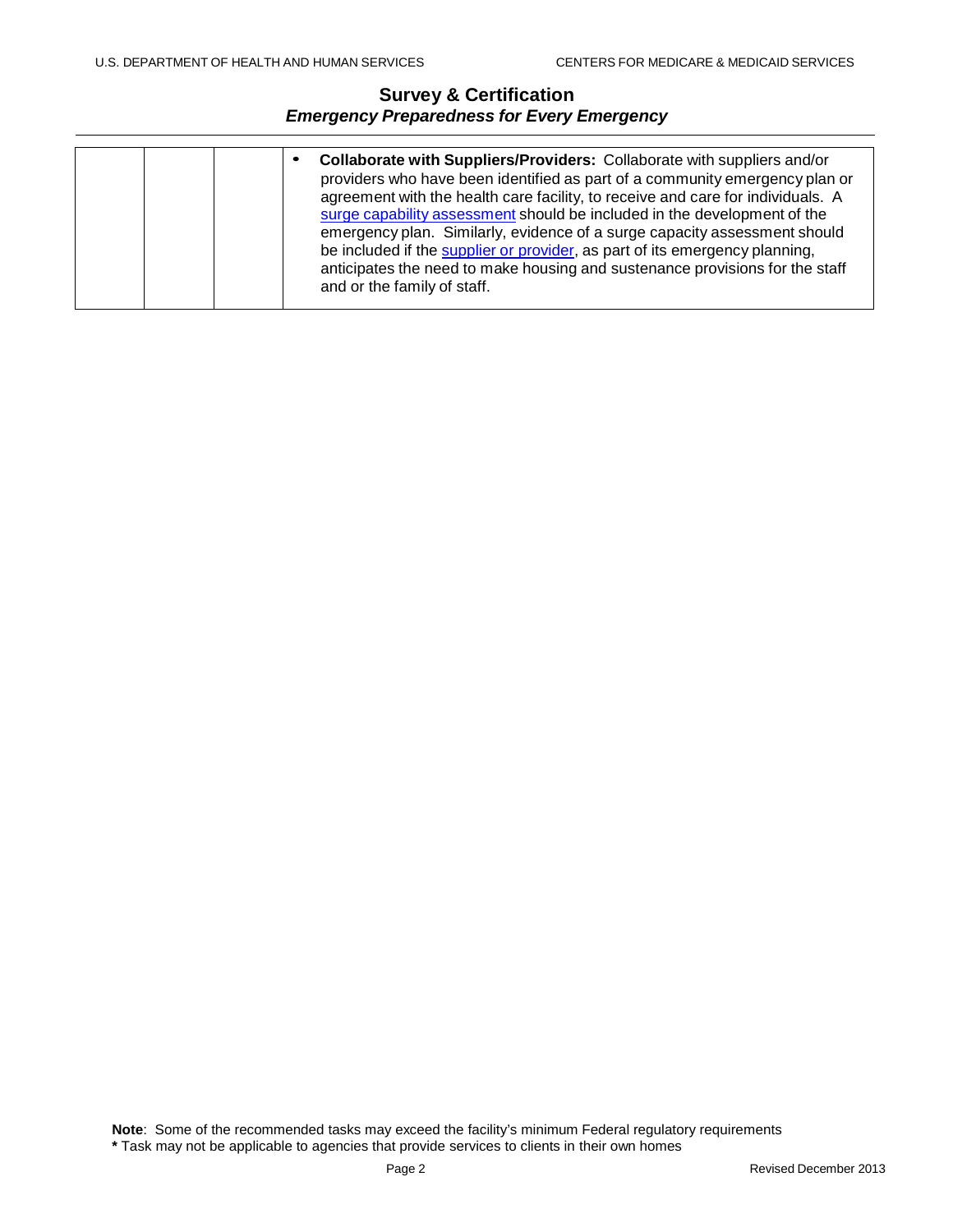| | | | |
|---|---|---|---|
| | | | • **Collaborate with Suppliers/Providers:** Collaborate with suppliers and/or providers who have been identified as part of a community emergency plan or agreement with the health care facility, to receive and care for individuals. A surge capability assessment should be included in the development of the emergency plan. Similarly, evidence of a surge capacity assessment should be included if the supplier or provider, as part of its emergency planning, anticipates the need to make housing and sustenance provisions for the staff and or the family of staff. |

**Note**: Some of the recommended tasks may exceed the facility's minimum Federal regulatory requirements
**\*** Task may not be applicable to agencies that provide services to clients in their own homes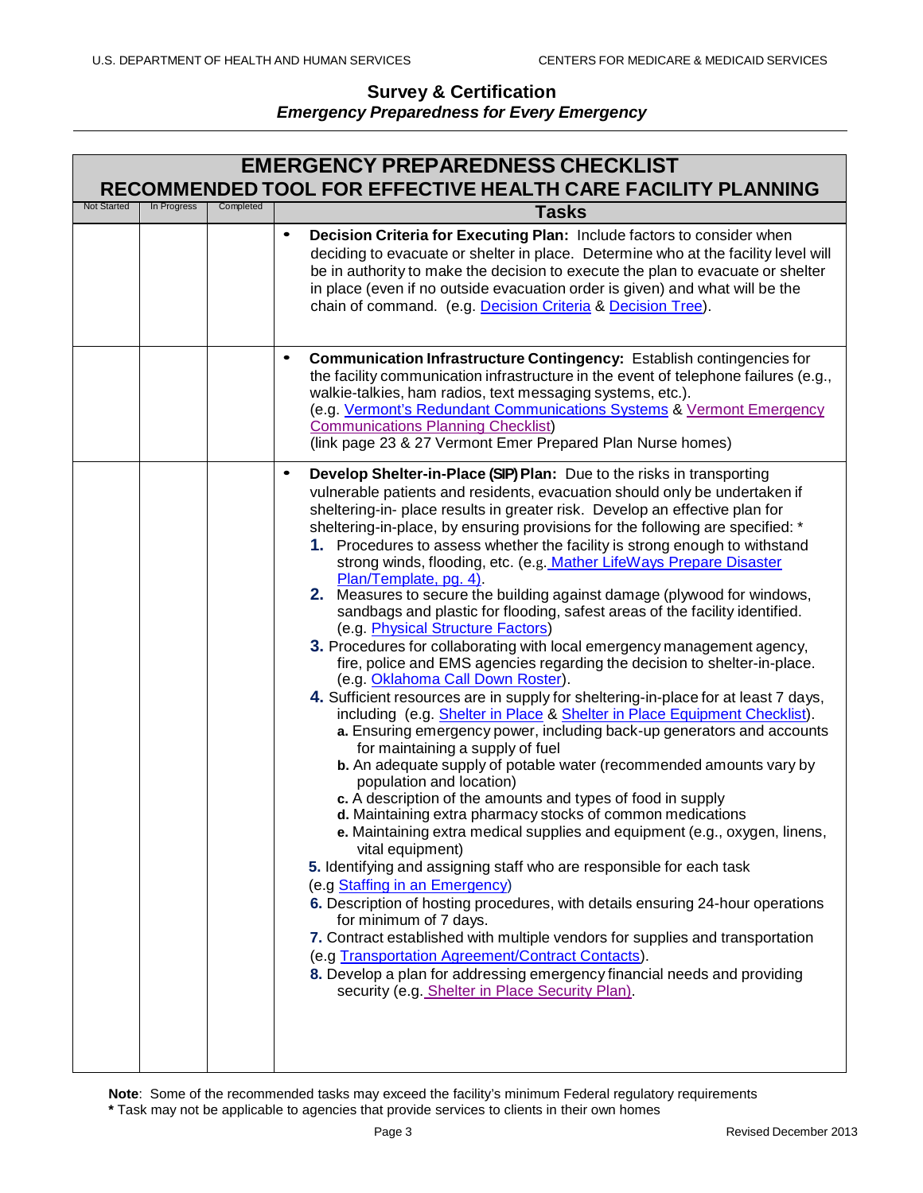## Survey & Certification
### *Emergency Preparedness for Every Emergency*

| EMERGENCY PREPAREDNESS CHECKLIST RECOMMENDED TOOL FOR EFFECTIVE HEALTH CARE FACILITY PLANNING | | | |
|---|---|---|---|
| Not Started | In Progress | Completed | Tasks |
| | | | • **Decision Criteria for Executing Plan:** Include factors to consider when deciding to evacuate or shelter in place. Determine who at the facility level will be in authority to make the decision to execute the plan to evacuate or shelter in place (even if no outside evacuation order is given) and what will be the chain of command. (e.g. Decision Criteria & Decision Tree). |
| | | | • **Communication Infrastructure Contingency:** Establish contingencies for the facility communication infrastructure in the event of telephone failures (e.g., walkie-talkies, ham radios, text messaging systems, etc.). (e.g. Vermont's Redundant Communications Systems & Vermont Emergency Communications Planning Checklist) (link page 23 & 27 Vermont Emer Prepared Plan Nurse homes) |
| | | | • **Develop Shelter-in-Place (SIP) Plan:** Due to the risks in transporting vulnerable patients and residents, evacuation should only be undertaken if sheltering-in- place results in greater risk. Develop an effective plan for sheltering-in-place, by ensuring provisions for the following are specified: * <br>**1.** Procedures to assess whether the facility is strong enough to withstand strong winds, flooding, etc. (e.g. Mather LifeWays Prepare Disaster Plan/Template, pg. 4). <br>**2.** Measures to secure the building against damage (plywood for windows, sandbags and plastic for flooding, safest areas of the facility identified. (e.g. Physical Structure Factors) <br>**3.** Procedures for collaborating with local emergency management agency, fire, police and EMS agencies regarding the decision to shelter-in-place. (e.g. Oklahoma Call Down Roster). <br>**4.** Sufficient resources are in supply for sheltering-in-place for at least 7 days, including (e.g. Shelter in Place & Shelter in Place Equipment Checklist). <br>**a.** Ensuring emergency power, including back-up generators and accounts for maintaining a supply of fuel <br>**b.** An adequate supply of potable water (recommended amounts vary by population and location) <br>**c.** A description of the amounts and types of food in supply <br>**d.** Maintaining extra pharmacy stocks of common medications <br>**e.** Maintaining extra medical supplies and equipment (e.g., oxygen, linens, vital equipment) <br>**5.** Identifying and assigning staff who are responsible for each task (e.g Staffing in an Emergency) <br>**6.** Description of hosting procedures, with details ensuring 24-hour operations for minimum of 7 days. <br>**7.** Contract established with multiple vendors for supplies and transportation (e.g Transportation Agreement/Contract Contacts). <br>**8.** Develop a plan for addressing emergency financial needs and providing security (e.g. Shelter in Place Security Plan). |

**Note**: Some of the recommended tasks may exceed the facility's minimum Federal regulatory requirements
**\*** Task may not be applicable to agencies that provide services to clients in their own homes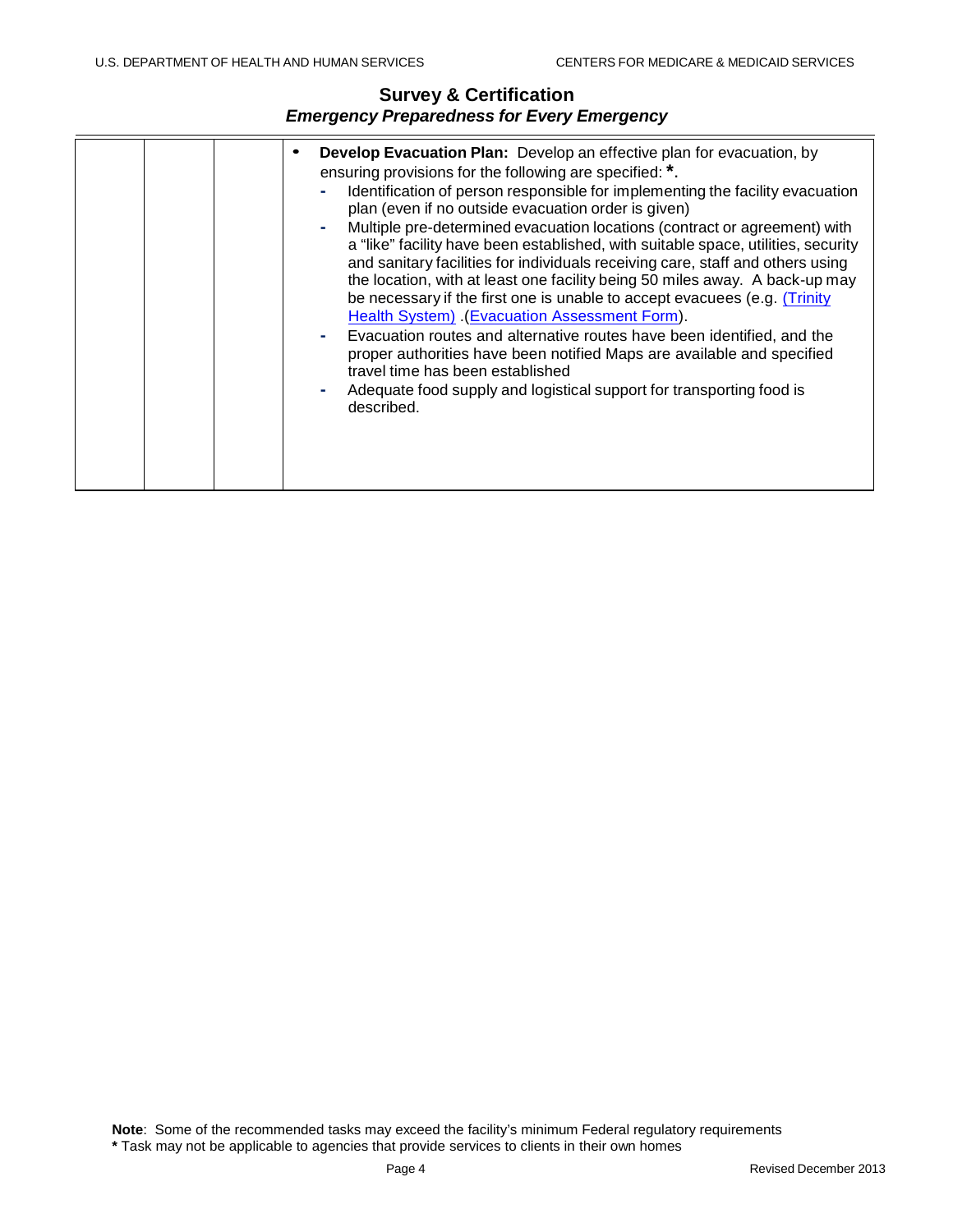| | | | |
|---|---|---|---|
| | | | • **Develop Evacuation Plan:** Develop an effective plan for evacuation, by ensuring provisions for the following are specified: **\*.**<br>- Identification of person responsible for implementing the facility evacuation plan (even if no outside evacuation order is given)<br>- Multiple pre-determined evacuation locations (contract or agreement) with a "like" facility have been established, with suitable space, utilities, security and sanitary facilities for individuals receiving care, staff and others using the location, with at least one facility being 50 miles away. A back-up may be necessary if the first one is unable to accept evacuees (e.g. (Trinity Health System) .(Evacuation Assessment Form).<br>- Evacuation routes and alternative routes have been identified, and the proper authorities have been notified Maps are available and specified travel time has been established<br>- Adequate food supply and logistical support for transporting food is described. |

**Note**: Some of the recommended tasks may exceed the facility's minimum Federal regulatory requirements
**\*** Task may not be applicable to agencies that provide services to clients in their own homes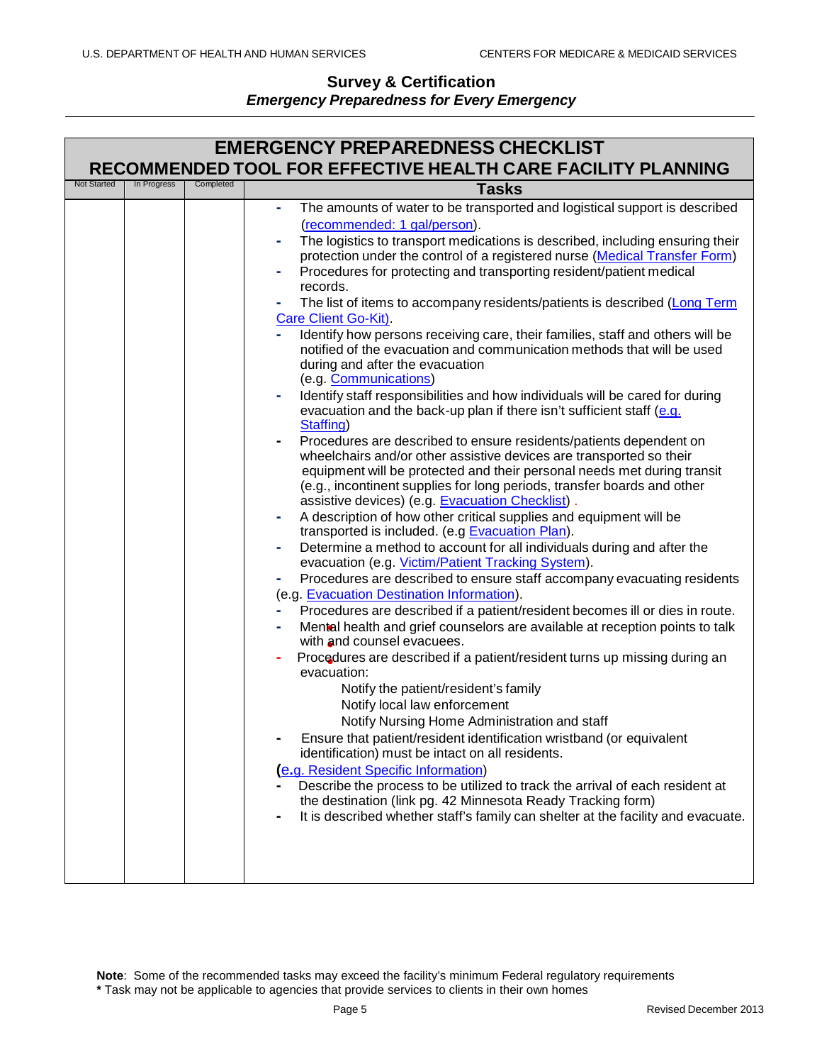## Survey & Certification
### *Emergency Preparedness for Every Emergency*

| EMERGENCY PREPAREDNESS CHECKLIST<br>RECOMMENDED TOOL FOR EFFECTIVE HEALTH CARE FACILITY PLANNING | | | |
|---|---|---|---|
| Not Started | In Progress | Completed | **Tasks** |
| | | | - The amounts of water to be transported and logistical support is described (recommended: 1 gal/person).<br>- The logistics to transport medications is described, including ensuring their protection under the control of a registered nurse (Medical Transfer Form)<br>- Procedures for protecting and transporting resident/patient medical records.<br>- The list of items to accompany residents/patients is described (Long Term Care Client Go-Kit).<br>- Identify how persons receiving care, their families, staff and others will be notified of the evacuation and communication methods that will be used during and after the evacuation (e.g. Communications)<br>- Identify staff responsibilities and how individuals will be cared for during evacuation and the back-up plan if there isn't sufficient staff (e.g. Staffing)<br>- Procedures are described to ensure residents/patients dependent on wheelchairs and/or other assistive devices are transported so their equipment will be protected and their personal needs met during transit (e.g., incontinent supplies for long periods, transfer boards and other assistive devices) (e.g. Evacuation Checklist) .<br>- A description of how other critical supplies and equipment will be transported is included. (e.g Evacuation Plan).<br>- Determine a method to account for all individuals during and after the evacuation (e.g. Victim/Patient Tracking System).<br>- Procedures are described to ensure staff accompany evacuating residents (e.g. Evacuation Destination Information).<br>- Procedures are described if a patient/resident becomes ill or dies in route.<br>- Mental health and grief counselors are available at reception points to talk with and counsel evacuees.<br>- Procedures are described if a patient/resident turns up missing during an evacuation:<br>Notify the patient/resident's family<br>Notify local law enforcement<br>Notify Nursing Home Administration and staff<br>- Ensure that patient/resident identification wristband (or equivalent identification) must be intact on all residents.<br>(e.g. Resident Specific Information)<br>- Describe the process to be utilized to track the arrival of each resident at the destination (link pg. 42 Minnesota Ready Tracking form)<br>- It is described whether staff's family can shelter at the facility and evacuate. |

**Note**: Some of the recommended tasks may exceed the facility's minimum Federal regulatory requirements
**\*** Task may not be applicable to agencies that provide services to clients in their own homes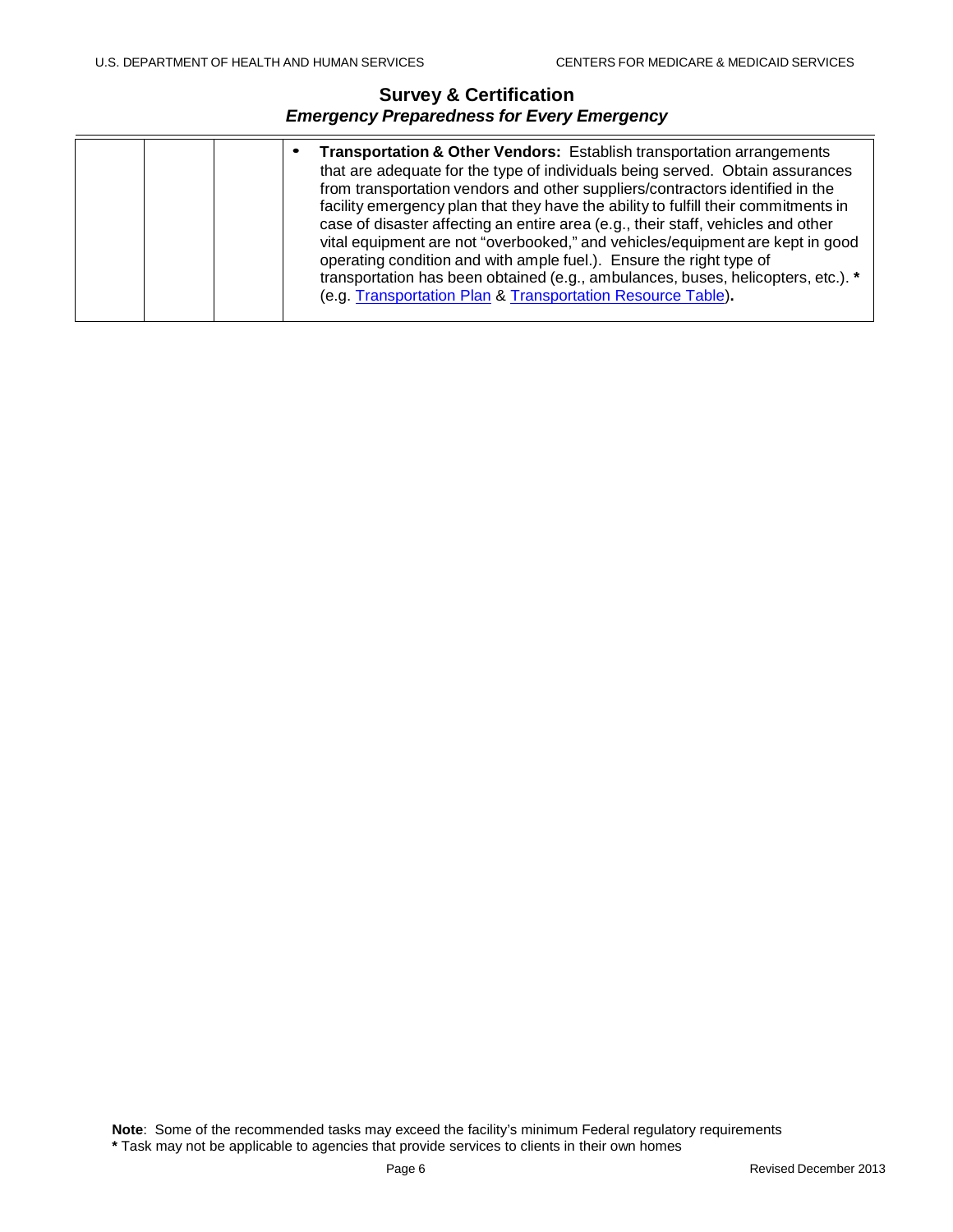| | | | |
|---|---|---|---|
| | | | • **Transportation & Other Vendors:** Establish transportation arrangements that are adequate for the type of individuals being served. Obtain assurances from transportation vendors and other suppliers/contractors identified in the facility emergency plan that they have the ability to fulfill their commitments in case of disaster affecting an entire area (e.g., their staff, vehicles and other vital equipment are not "overbooked," and vehicles/equipment are kept in good operating condition and with ample fuel.). Ensure the right type of transportation has been obtained (e.g., ambulances, buses, helicopters, etc.). **\*** (e.g. Transportation Plan & Transportation Resource Table)**.** |

**Note**: Some of the recommended tasks may exceed the facility's minimum Federal regulatory requirements

**\*** Task may not be applicable to agencies that provide services to clients in their own homes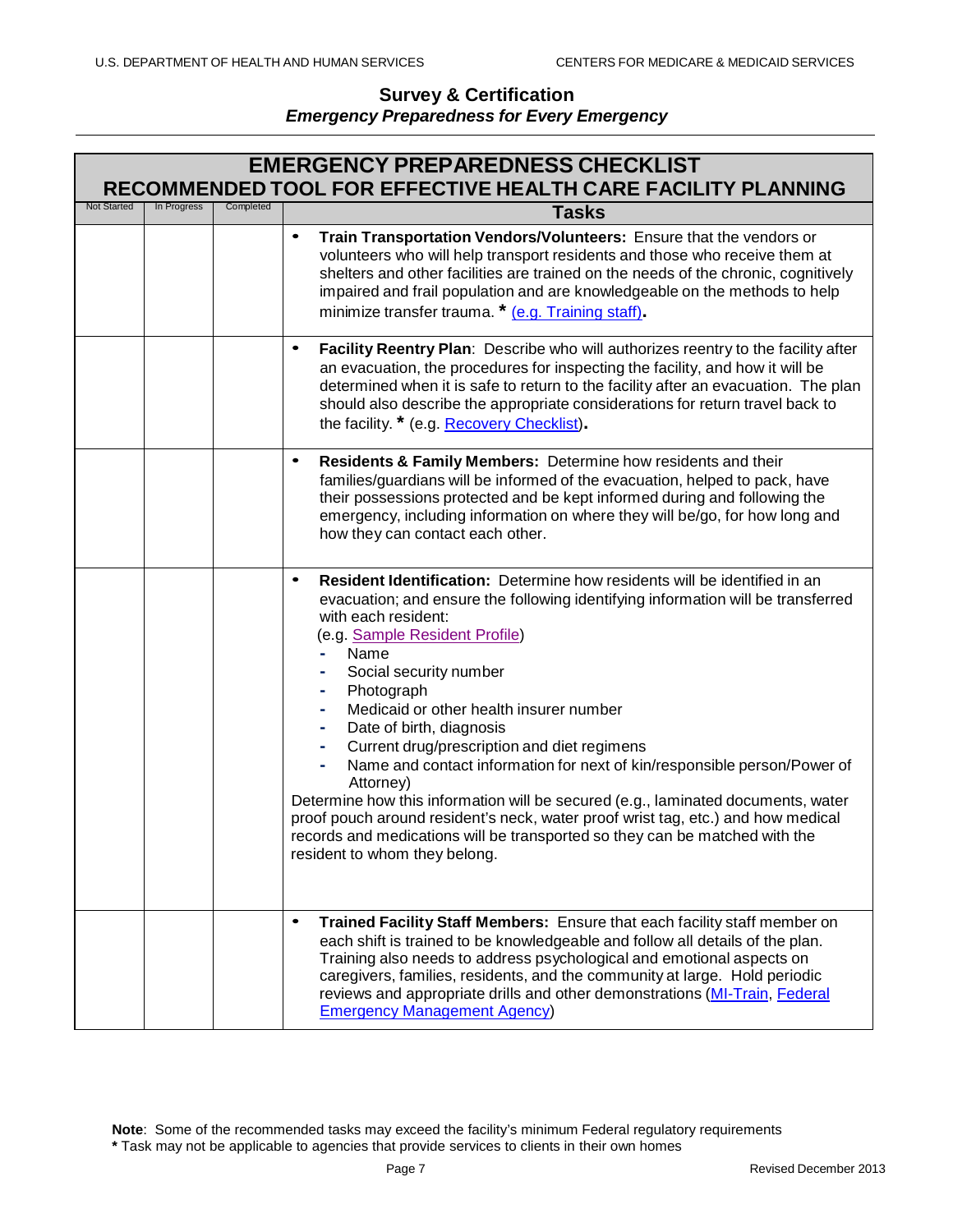## Survey & Certification
*Emergency Preparedness for Every Emergency*

# EMERGENCY PREPAREDNESS CHECKLIST
## RECOMMENDED TOOL FOR EFFECTIVE HEALTH CARE FACILITY PLANNING

| Not Started | In Progress | Completed | Tasks |
|---|---|---|---|
| | | | • **Train Transportation Vendors/Volunteers:** Ensure that the vendors or volunteers who will help transport residents and those who receive them at shelters and other facilities are trained on the needs of the chronic, cognitively impaired and frail population and are knowledgeable on the methods to help minimize transfer trauma. * (e.g. Training staff). |
| | | | • **Facility Reentry Plan**: Describe who will authorizes reentry to the facility after an evacuation, the procedures for inspecting the facility, and how it will be determined when it is safe to return to the facility after an evacuation. The plan should also describe the appropriate considerations for return travel back to the facility. * (e.g. Recovery Checklist). |
| | | | • **Residents & Family Members:** Determine how residents and their families/guardians will be informed of the evacuation, helped to pack, have their possessions protected and be kept informed during and following the emergency, including information on where they will be/go, for how long and how they can contact each other. |
| | | | • **Resident Identification:** Determine how residents will be identified in an evacuation; and ensure the following identifying information will be transferred with each resident: (e.g. Sample Resident Profile)<br>- Name<br>- Social security number<br>- Photograph<br>- Medicaid or other health insurer number<br>- Date of birth, diagnosis<br>- Current drug/prescription and diet regimens<br>- Name and contact information for next of kin/responsible person/Power of Attorney)<br>Determine how this information will be secured (e.g., laminated documents, water proof pouch around resident's neck, water proof wrist tag, etc.) and how medical records and medications will be transported so they can be matched with the resident to whom they belong. |
| | | | • **Trained Facility Staff Members:** Ensure that each facility staff member on each shift is trained to be knowledgeable and follow all details of the plan. Training also needs to address psychological and emotional aspects on caregivers, families, residents, and the community at large. Hold periodic reviews and appropriate drills and other demonstrations (MI-Train, Federal Emergency Management Agency) |

**Note**: Some of the recommended tasks may exceed the facility's minimum Federal regulatory requirements
**\*** Task may not be applicable to agencies that provide services to clients in their own homes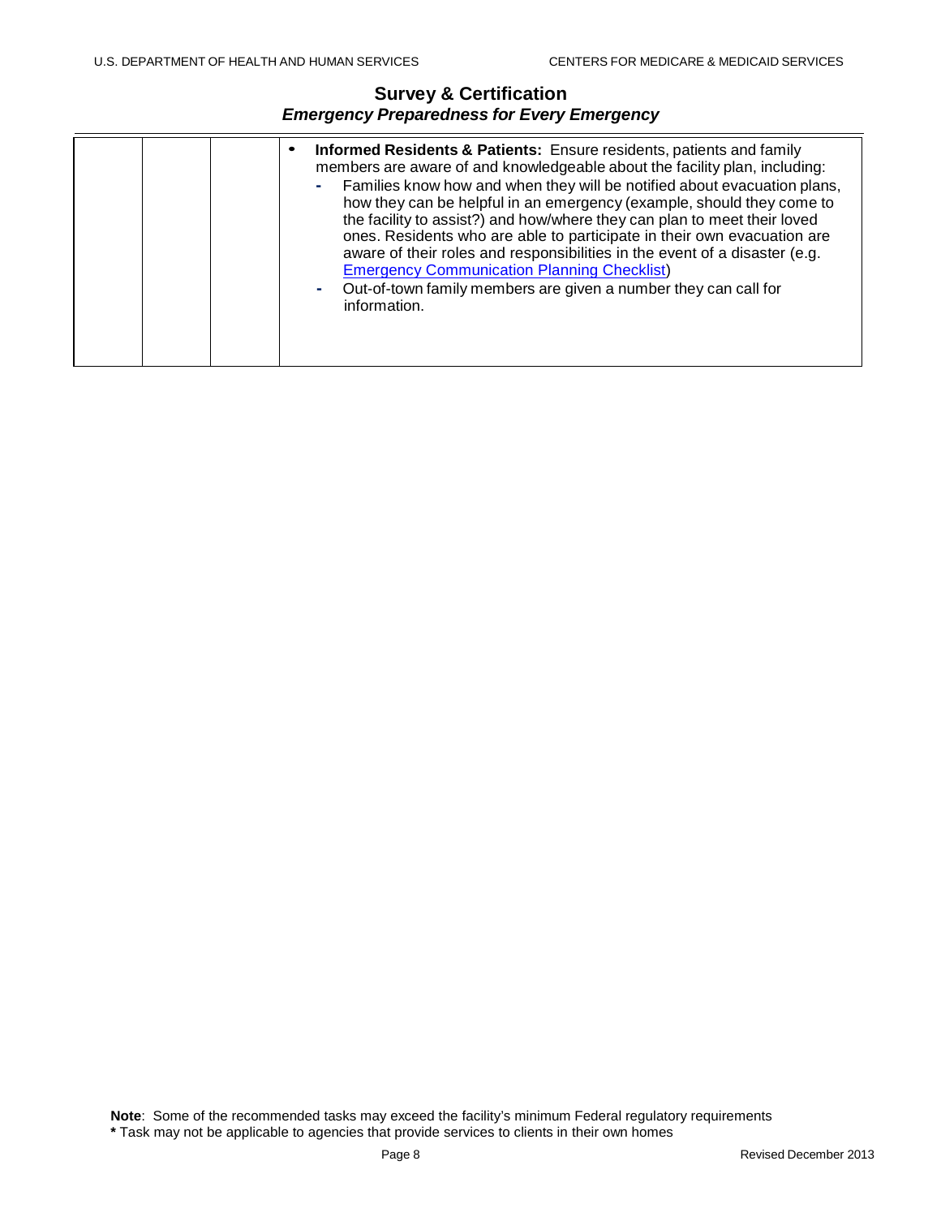# Survey & Certification

## *Emergency Preparedness for Every Emergency*

| | | | |
|---|---|---|---|
| | | | • **Informed Residents & Patients:** Ensure residents, patients and family members are aware of and knowledgeable about the facility plan, including: <br> - Families know how and when they will be notified about evacuation plans, how they can be helpful in an emergency (example, should they come to the facility to assist?) and how/where they can plan to meet their loved ones. Residents who are able to participate in their own evacuation are aware of their roles and responsibilities in the event of a disaster (e.g. Emergency Communication Planning Checklist) <br> - Out-of-town family members are given a number they can call for information. |

**Note**: Some of the recommended tasks may exceed the facility's minimum Federal regulatory requirements
**\*** Task may not be applicable to agencies that provide services to clients in their own homes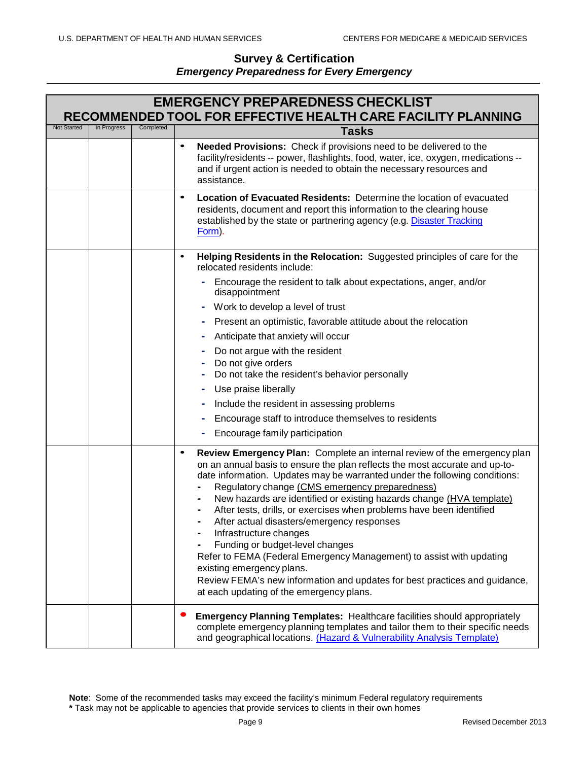## Survey & Certification

*Emergency Preparedness for Every Emergency*

| EMERGENCY PREPAREDNESS CHECKLIST<br>RECOMMENDED TOOL FOR EFFECTIVE HEALTH CARE FACILITY PLANNING | | | |
|---|---|---|---|
| Not Started | In Progress | Completed | Tasks |
| | | | • **Needed Provisions:** Check if provisions need to be delivered to the facility/residents -- power, flashlights, food, water, ice, oxygen, medications -- and if urgent action is needed to obtain the necessary resources and assistance. |
| | | | • **Location of Evacuated Residents:** Determine the location of evacuated residents, document and report this information to the clearing house established by the state or partnering agency (e.g. Disaster Tracking Form). |
| | | | • **Helping Residents in the Relocation:** Suggested principles of care for the relocated residents include:<br>- Encourage the resident to talk about expectations, anger, and/or disappointment<br>- Work to develop a level of trust<br>- Present an optimistic, favorable attitude about the relocation<br>- Anticipate that anxiety will occur<br>- Do not argue with the resident<br>- Do not give orders<br>- Do not take the resident's behavior personally<br>- Use praise liberally<br>- Include the resident in assessing problems<br>- Encourage staff to introduce themselves to residents<br>- Encourage family participation |
| | | | • **Review Emergency Plan:** Complete an internal review of the emergency plan on an annual basis to ensure the plan reflects the most accurate and up-to-date information. Updates may be warranted under the following conditions:<br>- Regulatory change (CMS emergency preparedness)<br>- New hazards are identified or existing hazards change (HVA template)<br>- After tests, drills, or exercises when problems have been identified<br>- After actual disasters/emergency responses<br>- Infrastructure changes<br>- Funding or budget-level changes<br>Refer to FEMA (Federal Emergency Management) to assist with updating existing emergency plans.<br>Review FEMA's new information and updates for best practices and guidance, at each updating of the emergency plans. |
| | | | • **Emergency Planning Templates:** Healthcare facilities should appropriately complete emergency planning templates and tailor them to their specific needs and geographical locations. (Hazard & Vulnerability Analysis Template) |

**Note**: Some of the recommended tasks may exceed the facility's minimum Federal regulatory requirements

**\*** Task may not be applicable to agencies that provide services to clients in their own homes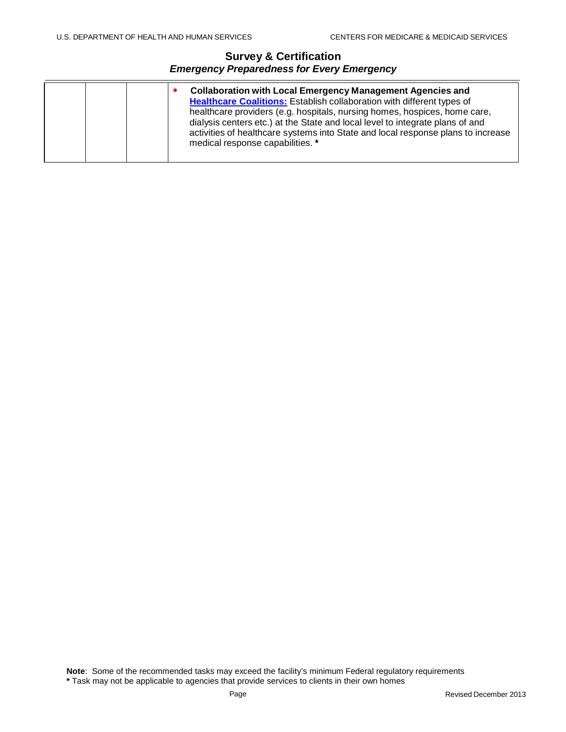| | | | |
|---|---|---|---|
| | | | • **Collaboration with Local Emergency Management Agencies and Healthcare Coalitions:** Establish collaboration with different types of healthcare providers (e.g. hospitals, nursing homes, hospices, home care, dialysis centers etc.) at the State and local level to integrate plans of and activities of healthcare systems into State and local response plans to increase medical response capabilities. * |

**Note**: Some of the recommended tasks may exceed the facility's minimum Federal regulatory requirements
* Task may not be applicable to agencies that provide services to clients in their own homes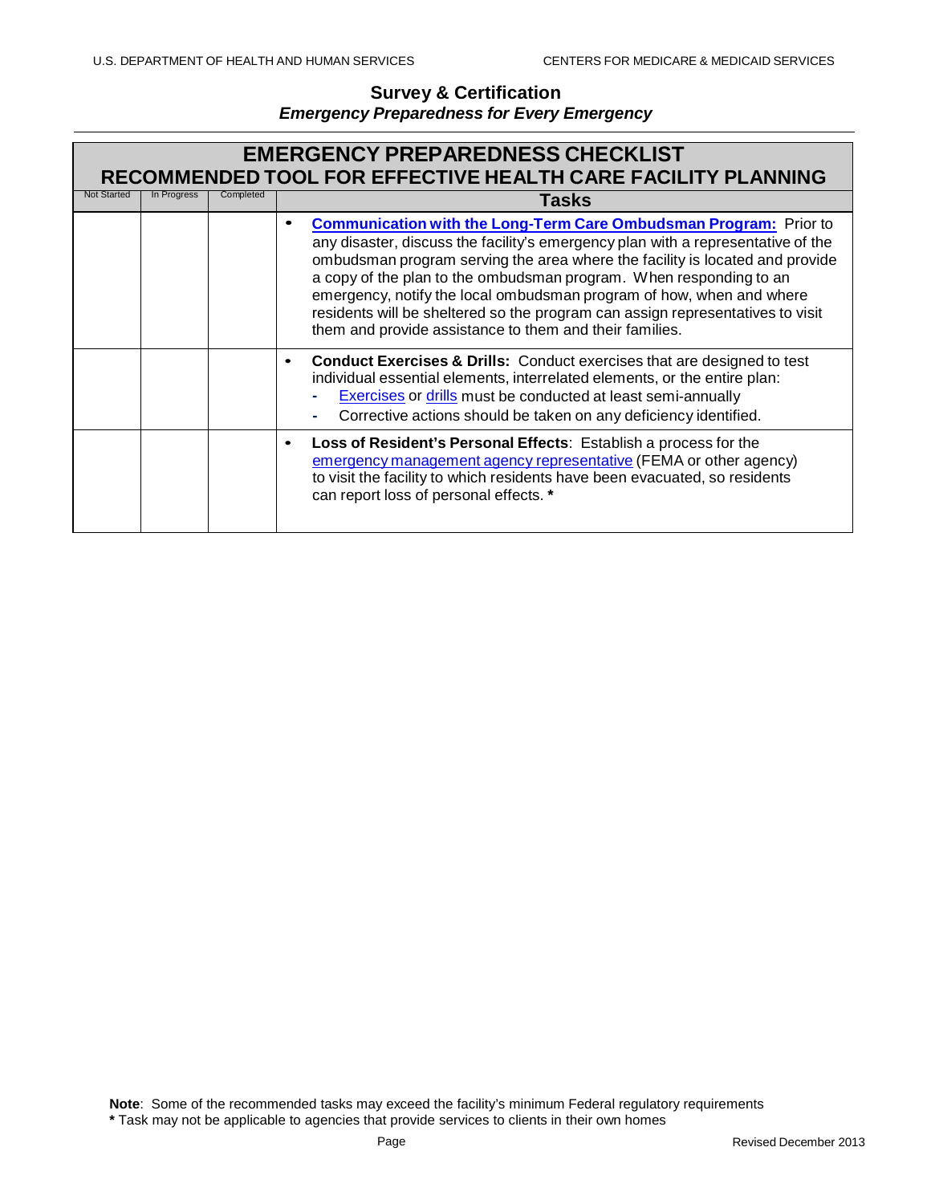## Survey & Certification

*Emergency Preparedness for Every Emergency*

| EMERGENCY PREPAREDNESS CHECKLIST<br>RECOMMENDED TOOL FOR EFFECTIVE HEALTH CARE FACILITY PLANNING | | | |
|---|---|---|---|
| Not Started | In Progress | Completed | Tasks |
| | | | • **Communication with the Long-Term Care Ombudsman Program:** Prior to any disaster, discuss the facility's emergency plan with a representative of the ombudsman program serving the area where the facility is located and provide a copy of the plan to the ombudsman program. When responding to an emergency, notify the local ombudsman program of how, when and where residents will be sheltered so the program can assign representatives to visit them and provide assistance to them and their families. |
| | | | • **Conduct Exercises & Drills:** Conduct exercises that are designed to test individual essential elements, interrelated elements, or the entire plan:<br>- Exercises or drills must be conducted at least semi-annually<br>- Corrective actions should be taken on any deficiency identified. |
| | | | • **Loss of Resident's Personal Effects**: Establish a process for the emergency management agency representative (FEMA or other agency) to visit the facility to which residents have been evacuated, so residents can report loss of personal effects. * |

**Note**: Some of the recommended tasks may exceed the facility's minimum Federal regulatory requirements

**\*** Task may not be applicable to agencies that provide services to clients in their own homes

Revised December 2013